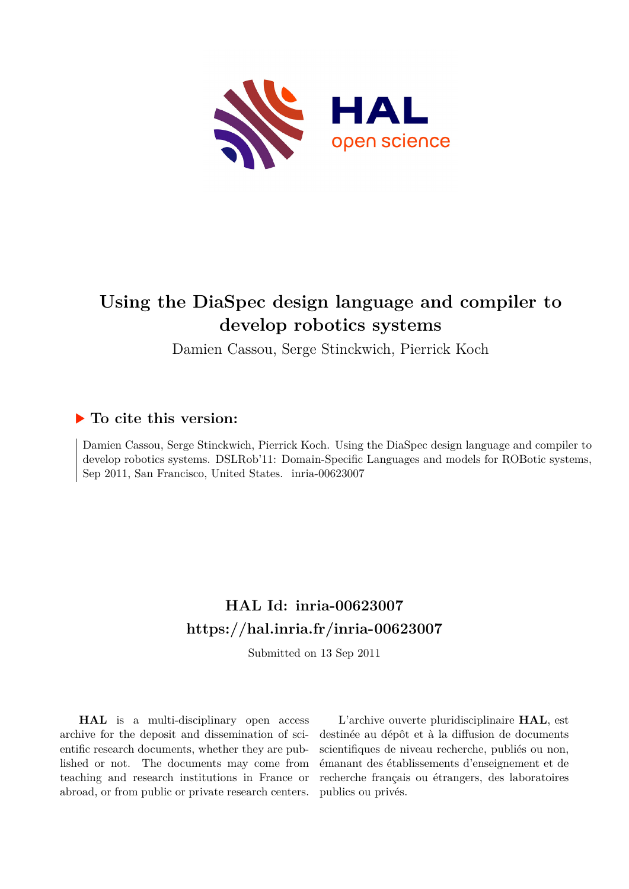# Using the DiaSpec design language and compiler to develop robotics systems

Damien Cassou, Serge Stinckwich, Pierrick Koch

## ▶ To cite this version:

Damien Cassou, Serge Stinckwich, Pierrick Koch. Using the DiaSpec design language and compiler to develop robotics systems. DSLRob'11: Domain-Specific Languages and models for RObotic systems, Sep 2011, San Francisco, United States. inria-00623007

## HAL Id: inria-00623007
## https://hal.inria.fr/inria-00623007

Submitted on 13 Sep 2011

**HAL** is a multi-disciplinary open access archive for the deposit and dissemination of scientific research documents, whether they are published or not. The documents may come from teaching and research institutions in France or abroad, or from public or private research centers.

L'archive ouverte pluridisciplinaire **HAL**, est destinée au dépôt et à la diffusion de documents scientifiques de niveau recherche, publiés ou non, émanant des établissements d'enseignement et de recherche français ou étrangers, des laboratoires publics ou privés.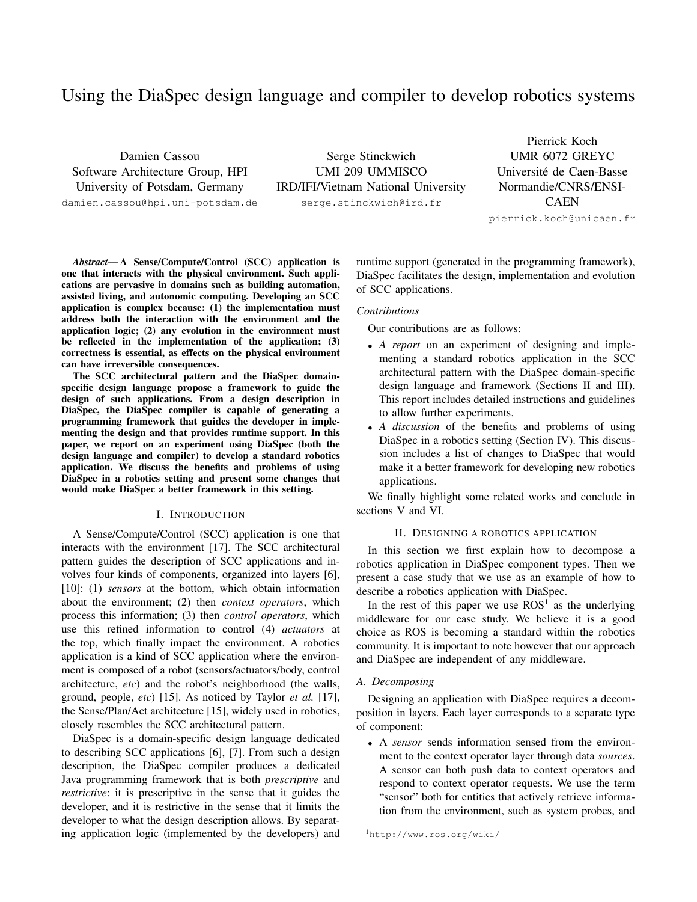# Using the DiaSpec design language and compiler to develop robotics systems

Damien Cassou
Software Architecture Group, HPI
University of Potsdam, Germany
damien.cassou@hpi.uni-potsdam.de

Serge Stinckwich
UMI 209 UMMISCO
IRD/IFI/Vietnam National University
serge.stinckwich@ird.fr

Pierrick Koch
UMR 6072 GREYC
Université de Caen-Basse Normandie/CNRS/ENSI-CAEN
pierrick.koch@unicaen.fr

***Abstract*— A Sense/Compute/Control (SCC) application is one that interacts with the physical environment. Such applications are pervasive in domains such as building automation, assisted living, and autonomic computing. Developing an SCC application is complex because: (1) the implementation must address both the interaction with the environment and the application logic; (2) any evolution in the environment must be reflected in the implementation of the application; (3) correctness is essential, as effects on the physical environment can have irreversible consequences.**

**The SCC architectural pattern and the DiaSpec domain-specific design language propose a framework to guide the design of such applications. From a design description in DiaSpec, the DiaSpec compiler is capable of generating a programming framework that guides the developer in implementing the design and that provides runtime support. In this paper, we report on an experiment using DiaSpec (both the design language and compiler) to develop a standard robotics application. We discuss the benefits and problems of using DiaSpec in a robotics setting and present some changes that would make DiaSpec a better framework in this setting.**

## I. Introduction

A Sense/Compute/Control (SCC) application is one that interacts with the environment [17]. The SCC architectural pattern guides the description of SCC applications and involves four kinds of components, organized into layers [6], [10]: (1) *sensors* at the bottom, which obtain information about the environment; (2) then *context operators*, which process this information; (3) then *control operators*, which use this refined information to control (4) *actuators* at the top, which finally impact the environment. A robotics application is a kind of SCC application where the environment is composed of a robot (sensors/actuators/body, control architecture, *etc*) and the robot's neighborhood (the walls, ground, people, *etc*) [15]. As noticed by Taylor *et al.* [17], the Sense/Plan/Act architecture [15], widely used in robotics, closely resembles the SCC architectural pattern.

DiaSpec is a domain-specific design language dedicated to describing SCC applications [6], [7]. From such a design description, the DiaSpec compiler produces a dedicated Java programming framework that is both *prescriptive* and *restrictive*: it is prescriptive in the sense that it guides the developer, and it is restrictive in the sense that it limits the developer to what the design description allows. By separating application logic (implemented by the developers) and runtime support (generated in the programming framework), DiaSpec facilitates the design, implementation and evolution of SCC applications.

### *Contributions*

Our contributions are as follows:

- *A report* on an experiment of designing and implementing a standard robotics application in the SCC architectural pattern with the DiaSpec domain-specific design language and framework (Sections II and III). This report includes detailed instructions and guidelines to allow further experiments.
- *A discussion* of the benefits and problems of using DiaSpec in a robotics setting (Section IV). This discussion includes a list of changes to DiaSpec that would make it a better framework for developing new robotics applications.

We finally highlight some related works and conclude in sections V and VI.

## II. Designing a robotics application

In this section we first explain how to decompose a robotics application in DiaSpec component types. Then we present a case study that we use as an example of how to describe a robotics application with DiaSpec.

In the rest of this paper we use ROS[1] as the underlying middleware for our case study. We believe it is a good choice as ROS is becoming a standard within the robotics community. It is important to note however that our approach and DiaSpec are independent of any middleware.

### *A. Decomposing*

Designing an application with DiaSpec requires a decomposition in layers. Each layer corresponds to a separate type of component:

- A *sensor* sends information sensed from the environment to the context operator layer through data *sources*. A sensor can both push data to context operators and respond to context operator requests. We use the term "sensor" both for entities that actively retrieve information from the environment, such as system probes, and

[1] http://www.ros.org/wiki/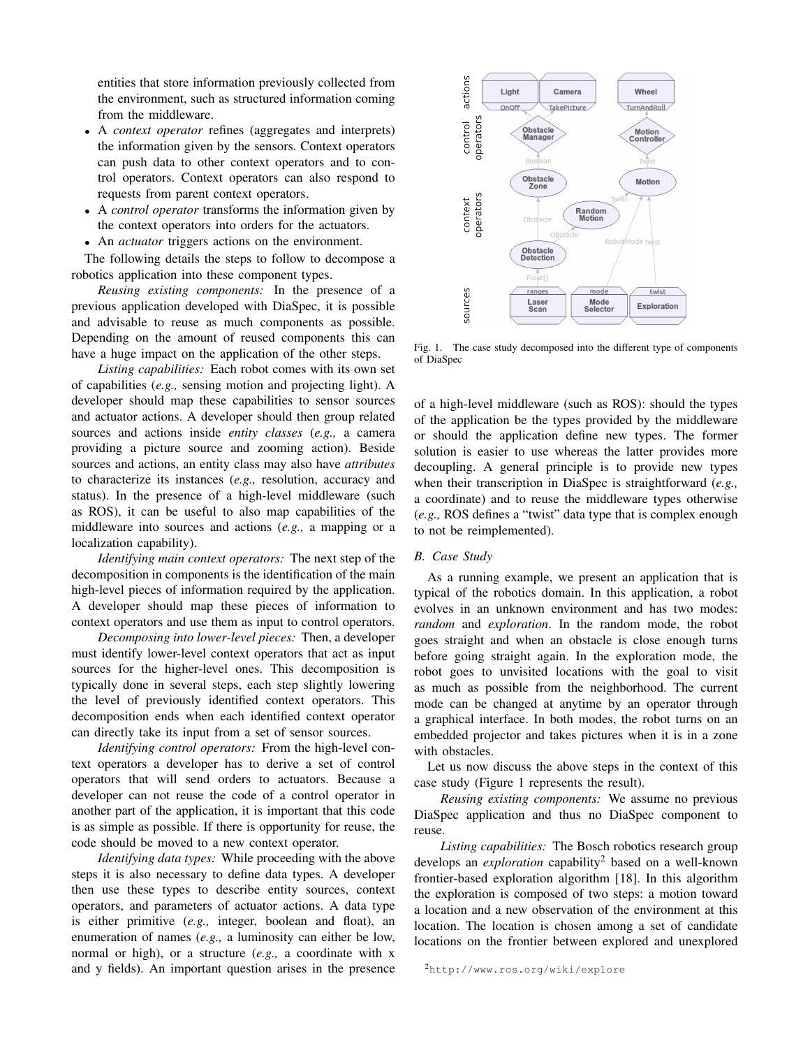entities that store information previously collected from the environment, such as structured information coming from the middleware.

- A *context operator* refines (aggregates and interprets) the information given by the sensors. Context operators can push data to other context operators and to control operators. Context operators can also respond to requests from parent context operators.
- A *control operator* transforms the information given by the context operators into orders for the actuators.
- An *actuator* triggers actions on the environment.

The following details the steps to follow to decompose a robotics application into these component types.

*Reusing existing components:* In the presence of a previous application developed with DiaSpec, it is possible and advisable to reuse as much components as possible. Depending on the amount of reused components this can have a huge impact on the application of the other steps.

*Listing capabilities:* Each robot comes with its own set of capabilities (*e.g.,* sensing motion and projecting light). A developer should map these capabilities to sensor sources and actuator actions. A developer should then group related sources and actions inside *entity classes* (*e.g.,* a camera providing a picture source and zooming action). Beside sources and actions, an entity class may also have *attributes* to characterize its instances (*e.g.,* resolution, accuracy and status). In the presence of a high-level middleware (such as ROS), it can be useful to also map capabilities of the middleware into sources and actions (*e.g.,* a mapping or a localization capability).

*Identifying main context operators:* The next step of the decomposition in components is the identification of the main high-level pieces of information required by the application. A developer should map these pieces of information to context operators and use them as input to control operators.

*Decomposing into lower-level pieces:* Then, a developer must identify lower-level context operators that act as input sources for the higher-level ones. This decomposition is typically done in several steps, each step slightly lowering the level of previously identified context operators. This decomposition ends when each identified context operator can directly take its input from a set of sensor sources.

*Identifying control operators:* From the high-level context operators a developer has to derive a set of control operators that will send orders to actuators. Because a developer can not reuse the code of a control operator in another part of the application, it is important that this code is as simple as possible. If there is opportunity for reuse, the code should be moved to a new context operator.

*Identifying data types:* While proceeding with the above steps it is also necessary to define data types. A developer then use these types to describe entity sources, context operators, and parameters of actuator actions. A data type is either primitive (*e.g.,* integer, boolean and float), an enumeration of names (*e.g.,* a luminosity can either be low, normal or high), or a structure (*e.g.,* a coordinate with x and y fields). An important question arises in the presence of a high-level middleware (such as ROS): should the types of the application be the types provided by the middleware or should the application define new types. The former solution is easier to use whereas the latter provides more decoupling. A general principle is to provide new types when their transcription in DiaSpec is straightforward (*e.g.,* a coordinate) and to reuse the middleware types otherwise (*e.g.,* ROS defines a "twist" data type that is complex enough to not be reimplemented).

Fig. 1. The case study decomposed into the different type of components of DiaSpec

## B. Case Study

As a running example, we present an application that is typical of the robotics domain. In this application, a robot evolves in an unknown environment and has two modes: *random* and *exploration*. In the random mode, the robot goes straight and when an obstacle is close enough turns before going straight again. In the exploration mode, the robot goes to unvisited locations with the goal to visit as much as possible from the neighborhood. The current mode can be changed at anytime by an operator through a graphical interface. In both modes, the robot turns on an embedded projector and takes pictures when it is in a zone with obstacles.

Let us now discuss the above steps in the context of this case study (Figure 1 represents the result).

*Reusing existing components:* We assume no previous DiaSpec application and thus no DiaSpec component to reuse.

*Listing capabilities:* The Bosch robotics research group develops an *exploration* capability[2] based on a well-known frontier-based exploration algorithm [18]. In this algorithm the exploration is composed of two steps: a motion toward a location and a new observation of the environment at this location. The location is chosen among a set of candidate locations on the frontier between explored and unexplored

[2] http://www.ros.org/wiki/explore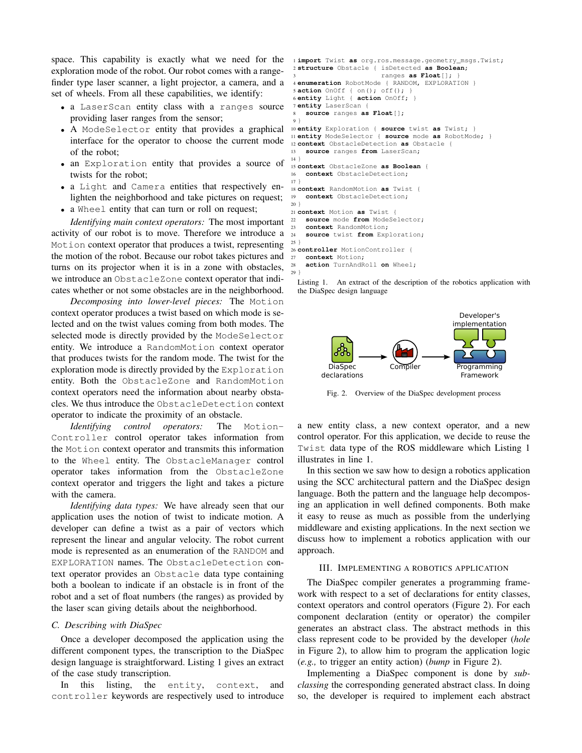space. This capability is exactly what we need for the exploration mode of the robot. Our robot comes with a range-finder type laser scanner, a light projector, a camera, and a set of wheels. From all these capabilities, we identify:

- a `LaserScan` entity class with a `ranges` source providing laser ranges from the sensor;
- A `ModeSelector` entity that provides a graphical interface for the operator to choose the current mode of the robot;
- an `Exploration` entity that provides a source of twists for the robot;
- a `Light` and `Camera` entities that respectively enlighten the neighborhood and take pictures on request;
- a `Wheel` entity that can turn or roll on request;

*Identifying main context operators:* The most important activity of our robot is to move. Therefore we introduce a `Motion` context operator that produces a twist, representing the motion of the robot. Because our robot takes pictures and turns on its projector when it is in a zone with obstacles, we introduce an `ObstacleZone` context operator that indicates whether or not some obstacles are in the neighborhood.

*Decomposing into lower-level pieces:* The `Motion` context operator produces a twist based on which mode is selected and on the twist values coming from both modes. The selected mode is directly provided by the `ModeSelector` entity. We introduce a `RandomMotion` context operator that produces twists for the random mode. The twist for the exploration mode is directly provided by the `Exploration` entity. Both the `ObstacleZone` and `RandomMotion` context operators need the information about nearby obstacles. We thus introduce the `ObstacleDetection` context operator to indicate the proximity of an obstacle.

*Identifying control operators:* The `MotionController` control operator takes information from the `Motion` context operator and transmits this information to the `Wheel` entity. The `ObstacleManager` control operator takes information from the `ObstacleZone` context operator and triggers the light and takes a picture with the camera.

*Identifying data types:* We have already seen that our application uses the notion of twist to indicate motion. A developer can define a twist as a pair of vectors which represent the linear and angular velocity. The robot current mode is represented as an enumeration of the `RANDOM` and `EXPLORATION` names. The `ObstacleDetection` context operator provides an `Obstacle` data type containing both a boolean to indicate if an obstacle is in front of the robot and a set of float numbers (the ranges) as provided by the laser scan giving details about the neighborhood.

### C. Describing with DiaSpec

Once a developer decomposed the application using the different component types, the transcription to the DiaSpec design language is straightforward. Listing 1 gives an extract of the case study transcription.

In this listing, the `entity`, `context`, and `controller` keywords are respectively used to introduce a new entity class, a new context operator, and a new control operator. For this application, we decide to reuse the `Twist` data type of the ROS middleware which Listing 1 illustrates in line 1.

```
1  import Twist as org.ros.message.geometry_msgs.Twist;
2  structure Obstacle { isDetected as Boolean;
3                       ranges as Float[]; }
4  enumeration RobotMode { RANDOM, EXPLORATION }
5  action OnOff { on(); off(); }
6  entity Light { action OnOff; }
7  entity LaserScan {
8    source ranges as Float[];
9  }
10 entity Exploration { source twist as Twist; }
11 entity ModeSelector { source mode as RobotMode; }
12 context ObstacleDetection as Obstacle {
13   source ranges from LaserScan;
14 }
15 context ObstacleZone as Boolean {
16   context ObstacleDetection;
17 }
18 context RandomMotion as Twist {
19   context ObstacleDetection;
20 }
21 context Motion as Twist {
22   source mode from ModeSelector;
23   context RandomMotion;
24   source twist from Exploration;
25 }
26 controller MotionController {
27   context Motion;
28   action TurnAndRoll on Wheel;
29 }
```

Listing 1. An extract of the description of the robotics application with the DiaSpec design language

Fig. 2. Overview of the DiaSpec development process

In this section we saw how to design a robotics application using the SCC architectural pattern and the DiaSpec design language. Both the pattern and the language help decomposing an application in well defined components. Both make it easy to reuse as much as possible from the underlying middleware and existing applications. In the next section we discuss how to implement a robotics application with our approach.

## III. Implementing a Robotics Application

The DiaSpec compiler generates a programming framework with respect to a set of declarations for entity classes, context operators and control operators (Figure 2). For each component declaration (entity or operator) the compiler generates an abstract class. The abstract methods in this class represent code to be provided by the developer (*hole* in Figure 2), to allow him to program the application logic (*e.g.,* to trigger an entity action) (*bump* in Figure 2).

Implementing a DiaSpec component is done by *subclassing* the corresponding generated abstract class. In doing so, the developer is required to implement each abstract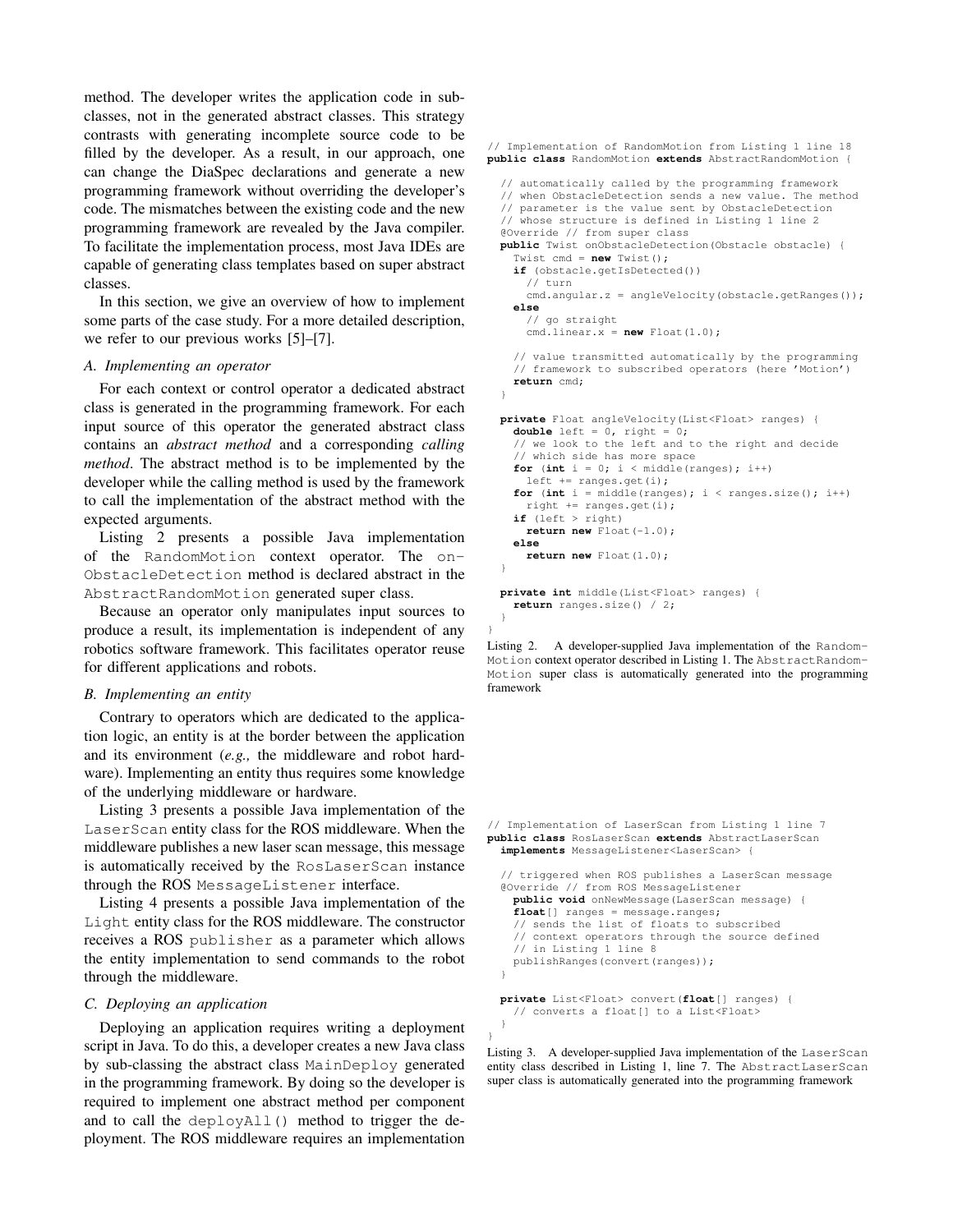method. The developer writes the application code in subclasses, not in the generated abstract classes. This strategy contrasts with generating incomplete source code to be filled by the developer. As a result, in our approach, one can change the DiaSpec declarations and generate a new programming framework without overriding the developer's code. The mismatches between the existing code and the new programming framework are revealed by the Java compiler. To facilitate the implementation process, most Java IDEs are capable of generating class templates based on super abstract classes.

In this section, we give an overview of how to implement some parts of the case study. For a more detailed description, we refer to our previous works [5]–[7].

### A. Implementing an operator

For each context or control operator a dedicated abstract class is generated in the programming framework. For each input source of this operator the generated abstract class contains an *abstract method* and a corresponding *calling method*. The abstract method is to be implemented by the developer while the calling method is used by the framework to call the implementation of the abstract method with the expected arguments.

Listing 2 presents a possible Java implementation of the `RandomMotion` context operator. The `onObstacleDetection` method is declared abstract in the `AbstractRandomMotion` generated super class.

Because an operator only manipulates input sources to produce a result, its implementation is independent of any robotics software framework. This facilitates operator reuse for different applications and robots.

### B. Implementing an entity

Contrary to operators which are dedicated to the application logic, an entity is at the border between the application and its environment (*e.g.,* the middleware and robot hardware). Implementing an entity thus requires some knowledge of the underlying middleware or hardware.

Listing 3 presents a possible Java implementation of the `LaserScan` entity class for the ROS middleware. When the middleware publishes a new laser scan message, this message is automatically received by the `RosLaserScan` instance through the ROS `MessageListener` interface.

Listing 4 presents a possible Java implementation of the `Light` entity class for the ROS middleware. The constructor receives a ROS `publisher` as a parameter which allows the entity implementation to send commands to the robot through the middleware.

### C. Deploying an application

Deploying an application requires writing a deployment script in Java. To do this, a developer creates a new Java class by sub-classing the abstract class `MainDeploy` generated in the programming framework. By doing so the developer is required to implement one abstract method per component and to call the `deployAll()` method to trigger the deployment. The ROS middleware requires an implementation

```
// Implementation of RandomMotion from Listing 1 line 18
public class RandomMotion extends AbstractRandomMotion {

  // automatically called by the programming framework
  // when ObstacleDetection sends a new value. The method
  // parameter is the value sent by ObstacleDetection
  // whose structure is defined in Listing 1 line 2
  @Override // from super class
  public Twist onObstacleDetection(Obstacle obstacle) {
    Twist cmd = new Twist();
    if (obstacle.getIsDetected())
      // turn
      cmd.angular.z = angleVelocity(obstacle.getRanges());
    else
      // go straight
      cmd.linear.x = new Float(1.0);

    // value transmitted automatically by the programming
    // framework to subscribed operators (here 'Motion')
    return cmd;
  }

  private Float angleVelocity(List<Float> ranges) {
    double left = 0, right = 0;
    // we look to the left and to the right and decide
    // which side has more space
    for (int i = 0; i < middle(ranges); i++)
      left += ranges.get(i);
    for (int i = middle(ranges); i < ranges.size(); i++)
      right += ranges.get(i);
    if (left > right)
      return new Float(-1.0);
    else
      return new Float(1.0);
  }

  private int middle(List<Float> ranges) {
    return ranges.size() / 2;
  }
}
```

Listing 2. A developer-supplied Java implementation of the `RandomMotion` context operator described in Listing 1. The `AbstractRandomMotion` super class is automatically generated into the programming framework

```
// Implementation of LaserScan from Listing 1 line 7
public class RosLaserScan extends AbstractLaserScan
  implements MessageListener<LaserScan> {

  // triggered when ROS publishes a LaserScan message
  @Override // from ROS MessageListener
    public void onNewMessage(LaserScan message) {
    float[] ranges = message.ranges;
    // sends the list of floats to subscribed
    // context operators through the source defined
    // in Listing 1 line 8
    publishRanges(convert(ranges));
  }

  private List<Float> convert(float[] ranges) {
    // converts a float[] to a List<Float>
  }
}
```

Listing 3. A developer-supplied Java implementation of the `LaserScan` entity class described in Listing 1, line 7. The `AbstractLaserScan` super class is automatically generated into the programming framework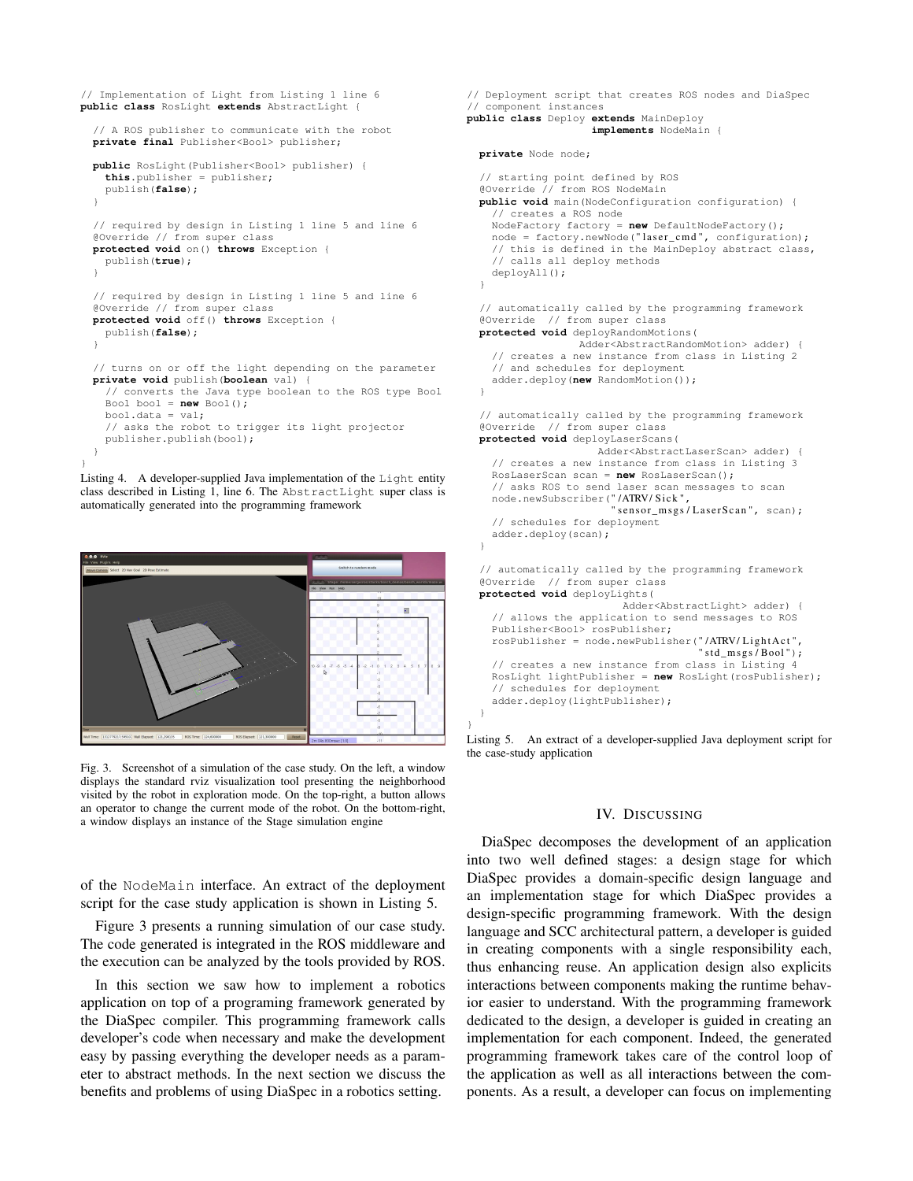```java
// Implementation of Light from Listing 1 line 6
public class RosLight extends AbstractLight {

  // A ROS publisher to communicate with the robot
  private final Publisher<Bool> publisher;

  public RosLight(Publisher<Bool> publisher) {
    this.publisher = publisher;
    publish(false);
  }

  // required by design in Listing 1 line 5 and line 6
  @Override // from super class
  protected void on() throws Exception {
    publish(true);
  }

  // required by design in Listing 1 line 5 and line 6
  @Override // from super class
  protected void off() throws Exception {
    publish(false);
  }

  // turns on or off the light depending on the parameter
  private void publish(boolean val) {
    // converts the Java type boolean to the ROS type Bool
    Bool bool = new Bool();
    bool.data = val;
    // asks the robot to trigger its light projector
    publisher.publish(bool);
  }
}
```

Listing 4. A developer-supplied Java implementation of the Light entity class described in Listing 1, line 6. The AbstractLight super class is automatically generated into the programming framework

Fig. 3. Screenshot of a simulation of the case study. On the left, a window displays the standard rviz visualization tool presenting the neighborhood visited by the robot in exploration mode. On the top-right, a button allows an operator to change the current mode of the robot. On the bottom-right, a window displays an instance of the Stage simulation engine

of the NodeMain interface. An extract of the deployment script for the case study application is shown in Listing 5.

Figure 3 presents a running simulation of our case study. The code generated is integrated in the ROS middleware and the execution can be analyzed by the tools provided by ROS.

In this section we saw how to implement a robotics application on top of a programing framework generated by the DiaSpec compiler. This programming framework calls developer's code when necessary and make the development easy by passing everything the developer needs as a parameter to abstract methods. In the next section we discuss the benefits and problems of using DiaSpec in a robotics setting.

```java
// Deployment script that creates ROS nodes and DiaSpec
// component instances
public class Deploy extends MainDeploy
                    implements NodeMain {

  private Node node;

  // starting point defined by ROS
  @Override // from ROS NodeMain
  public void main(NodeConfiguration configuration) {
    // creates a ROS node
    NodeFactory factory = new DefaultNodeFactory();
    node = factory.newNode("laser_cmd", configuration);
    // this is defined in the MainDeploy abstract class,
    // calls all deploy methods
    deployAll();
  }

  // automatically called by the programming framework
  @Override  // from super class
  protected void deployRandomMotions(
                Adder<AbstractRandomMotion> adder) {
    // creates a new instance from class in Listing 2
    // and schedules for deployment
    adder.deploy(new RandomMotion());
  }

  // automatically called by the programming framework
  @Override  // from super class
  protected void deployLaserScans(
                Adder<AbstractLaserScan> adder) {
    // creates a new instance from class in Listing 3
    RosLaserScan scan = new RosLaserScan();
    // asks ROS to send laser scan messages to scan
    node.newSubscriber("/ATRV/Sick",
                       "sensor_msgs/LaserScan", scan);
    // schedules for deployment
    adder.deploy(scan);
  }

  // automatically called by the programming framework
  @Override  // from super class
  protected void deployLights(
                Adder<AbstractLight> adder) {
    // allows the application to send messages to ROS
    Publisher<Bool> rosPublisher;
    rosPublisher = node.newPublisher("/ATRV/LightAct",
                                     "std_msgs/Bool");
    // creates a new instance from class in Listing 4
    RosLight lightPublisher = new RosLight(rosPublisher);
    // schedules for deployment
    adder.deploy(lightPublisher);
  }
}
```

Listing 5. An extract of a developer-supplied Java deployment script for the case-study application

## IV. Discussing

DiaSpec decomposes the development of an application into two well defined stages: a design stage for which DiaSpec provides a domain-specific design language and an implementation stage for which DiaSpec provides a design-specific programming framework. With the design language and SCC architectural pattern, a developer is guided in creating components with a single responsibility each, thus enhancing reuse. An application design also explicits interactions between components making the runtime behavior easier to understand. With the programming framework dedicated to the design, a developer is guided in creating an implementation for each component. Indeed, the generated programming framework takes care of the control loop of the application as well as all interactions between the components. As a result, a developer can focus on implementing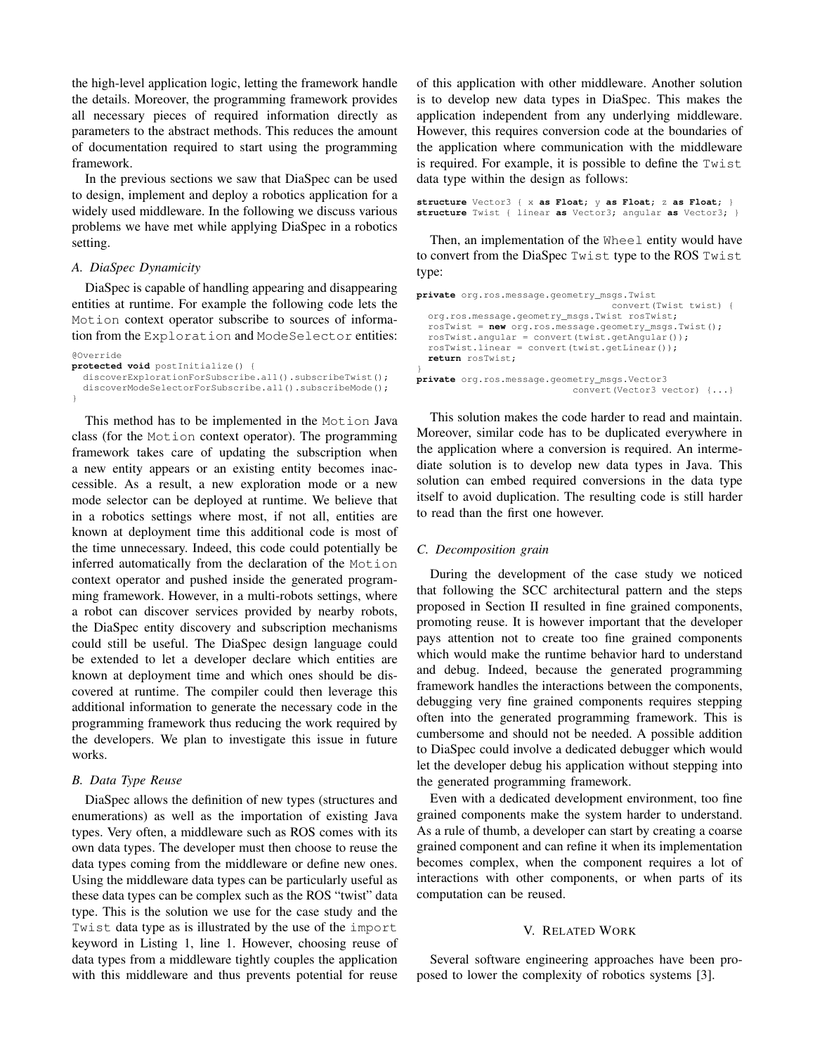the high-level application logic, letting the framework handle the details. Moreover, the programming framework provides all necessary pieces of required information directly as parameters to the abstract methods. This reduces the amount of documentation required to start using the programming framework.

In the previous sections we saw that DiaSpec can be used to design, implement and deploy a robotics application for a widely used middleware. In the following we discuss various problems we have met while applying DiaSpec in a robotics setting.

### A. DiaSpec Dynamicity

DiaSpec is capable of handling appearing and disappearing entities at runtime. For example the following code lets the `Motion` context operator subscribe to sources of information from the `Exploration` and `ModeSelector` entities:

```
@Override
protected void postInitialize() {
  discoverExplorationForSubscribe.all().subscribeTwist();
  discoverModeSelectorForSubscribe.all().subscribeMode();
}
```

This method has to be implemented in the `Motion` Java class (for the `Motion` context operator). The programming framework takes care of updating the subscription when a new entity appears or an existing entity becomes inaccessible. As a result, a new exploration mode or a new mode selector can be deployed at runtime. We believe that in a robotics settings where most, if not all, entities are known at deployment time this additional code is most of the time unnecessary. Indeed, this code could potentially be inferred automatically from the declaration of the `Motion` context operator and pushed inside the generated programming framework. However, in a multi-robots settings, where a robot can discover services provided by nearby robots, the DiaSpec entity discovery and subscription mechanisms could still be useful. The DiaSpec design language could be extended to let a developer declare which entities are known at deployment time and which ones should be discovered at runtime. The compiler could then leverage this additional information to generate the necessary code in the programming framework thus reducing the work required by the developers. We plan to investigate this issue in future works.

### B. Data Type Reuse

DiaSpec allows the definition of new types (structures and enumerations) as well as the importation of existing Java types. Very often, a middleware such as ROS comes with its own data types. The developer must then choose to reuse the data types coming from the middleware or define new ones. Using the middleware data types can be particularly useful as these data types can be complex such as the ROS "twist" data type. This is the solution we use for the case study and the `Twist` data type as is illustrated by the use of the `import` keyword in Listing 1, line 1. However, choosing reuse of data types from a middleware tightly couples the application with this middleware and thus prevents potential for reuse of this application with other middleware. Another solution is to develop new data types in DiaSpec. This makes the application independent from any underlying middleware. However, this requires conversion code at the boundaries of the application where communication with the middleware is required. For example, it is possible to define the `Twist` data type within the design as follows:

```
structure Vector3 { x as Float; y as Float; z as Float; }
structure Twist { linear as Vector3; angular as Vector3; }
```

Then, an implementation of the `Wheel` entity would have to convert from the DiaSpec `Twist` type to the ROS `Twist` type:

```
private org.ros.message.geometry_msgs.Twist
                                    convert(Twist twist) {
  org.ros.message.geometry_msgs.Twist rosTwist;
  rosTwist = new org.ros.message.geometry_msgs.Twist();
  rosTwist.angular = convert(twist.getAngular());
  rosTwist.linear = convert(twist.getLinear());
  return rosTwist;
}
private org.ros.message.geometry_msgs.Vector3
                              convert(Vector3 vector) {...}
```

This solution makes the code harder to read and maintain. Moreover, similar code has to be duplicated everywhere in the application where a conversion is required. An intermediate solution is to develop new data types in Java. This solution can embed required conversions in the data type itself to avoid duplication. The resulting code is still harder to read than the first one however.

### C. Decomposition grain

During the development of the case study we noticed that following the SCC architectural pattern and the steps proposed in Section II resulted in fine grained components, promoting reuse. It is however important that the developer pays attention not to create too fine grained components which would make the runtime behavior hard to understand and debug. Indeed, because the generated programming framework handles the interactions between the components, debugging very fine grained components requires stepping often into the generated programming framework. This is cumbersome and should not be needed. A possible addition to DiaSpec could involve a dedicated debugger which would let the developer debug his application without stepping into the generated programming framework.

Even with a dedicated development environment, too fine grained components make the system harder to understand. As a rule of thumb, a developer can start by creating a coarse grained component and can refine it when its implementation becomes complex, when the component requires a lot of interactions with other components, or when parts of its computation can be reused.

## V. Related Work

Several software engineering approaches have been proposed to lower the complexity of robotics systems [3].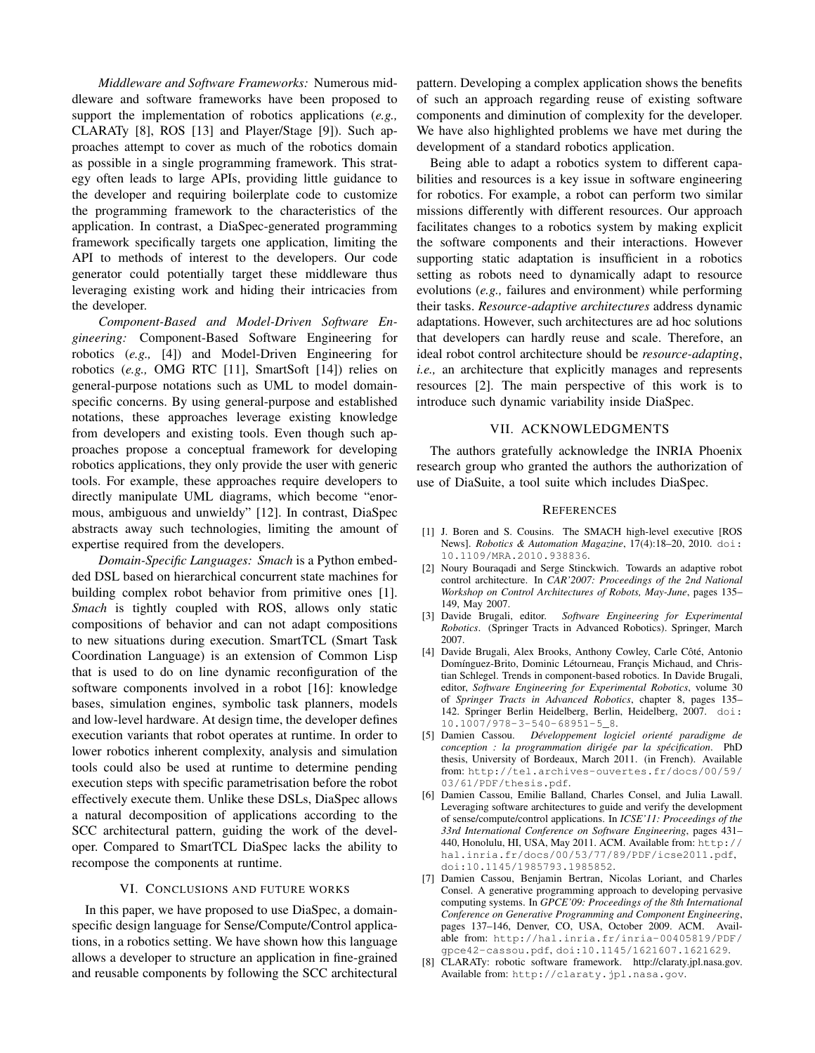*Middleware and Software Frameworks:* Numerous middleware and software frameworks have been proposed to support the implementation of robotics applications (*e.g.,* CLARATy [8], ROS [13] and Player/Stage [9]). Such approaches attempt to cover as much of the robotics domain as possible in a single programming framework. This strategy often leads to large APIs, providing little guidance to the developer and requiring boilerplate code to customize the programming framework to the characteristics of the application. In contrast, a DiaSpec-generated programming framework specifically targets one application, limiting the API to methods of interest to the developers. Our code generator could potentially target these middleware thus leveraging existing work and hiding their intricacies from the developer.

*Component-Based and Model-Driven Software Engineering:* Component-Based Software Engineering for robotics (*e.g.,* [4]) and Model-Driven Engineering for robotics (*e.g.,* OMG RTC [11], SmartSoft [14]) relies on general-purpose notations such as UML to model domain-specific concerns. By using general-purpose and established notations, these approaches leverage existing knowledge from developers and existing tools. Even though such approaches propose a conceptual framework for developing robotics applications, they only provide the user with generic tools. For example, these approaches require developers to directly manipulate UML diagrams, which become "enormous, ambiguous and unwieldy" [12]. In contrast, DiaSpec abstracts away such technologies, limiting the amount of expertise required from the developers.

*Domain-Specific Languages: Smach* is a Python embedded DSL based on hierarchical concurrent state machines for building complex robot behavior from primitive ones [1]. *Smach* is tightly coupled with ROS, allows only static compositions of behavior and can not adapt compositions to new situations during execution. SmartTCL (Smart Task Coordination Language) is an extension of Common Lisp that is used to do on line dynamic reconfiguration of the software components involved in a robot [16]: knowledge bases, simulation engines, symbolic task planners, models and low-level hardware. At design time, the developer defines execution variants that robot operates at runtime. In order to lower robotics inherent complexity, analysis and simulation tools could also be used at runtime to determine pending execution steps with specific parametrisation before the robot effectively execute them. Unlike these DSLs, DiaSpec allows a natural decomposition of applications according to the SCC architectural pattern, guiding the work of the developer. Compared to SmartTCL DiaSpec lacks the ability to recompose the components at runtime.

## VI. Conclusions and future works

In this paper, we have proposed to use DiaSpec, a domain-specific design language for Sense/Compute/Control applications, in a robotics setting. We have shown how this language allows a developer to structure an application in fine-grained and reusable components by following the SCC architectural pattern. Developing a complex application shows the benefits of such an approach regarding reuse of existing software components and diminution of complexity for the developer. We have also highlighted problems we have met during the development of a standard robotics application.

Being able to adapt a robotics system to different capabilities and resources is a key issue in software engineering for robotics. For example, a robot can perform two similar missions differently with different resources. Our approach facilitates changes to a robotics system by making explicit the software components and their interactions. However supporting static adaptation is insufficient in a robotics setting as robots need to dynamically adapt to resource evolutions (*e.g.,* failures and environment) while performing their tasks. *Resource-adaptive architectures* address dynamic adaptations. However, such architectures are ad hoc solutions that developers can hardly reuse and scale. Therefore, an ideal robot control architecture should be *resource-adapting*, *i.e.,* an architecture that explicitly manages and represents resources [2]. The main perspective of this work is to introduce such dynamic variability inside DiaSpec.

## VII. Acknowledgments

The authors gratefully acknowledge the INRIA Phoenix research group who granted the authors the authorization of use of DiaSuite, a tool suite which includes DiaSpec.

## References

[1] J. Boren and S. Cousins. The SMACH high-level executive [ROS News]. *Robotics & Automation Magazine*, 17(4):18–20, 2010. doi:10.1109/MRA.2010.938836.

[2] Noury Bouraqadi and Serge Stinckwich. Towards an adaptive robot control architecture. In *CAR'2007: Proceedings of the 2nd National Workshop on Control Architectures of Robots, May-June*, pages 135–149, May 2007.

[3] Davide Brugali, editor. *Software Engineering for Experimental Robotics*. (Springer Tracts in Advanced Robotics). Springer, March 2007.

[4] Davide Brugali, Alex Brooks, Anthony Cowley, Carle Côté, Antonio Domínguez-Brito, Dominic Létourneau, Françis Michaud, and Christian Schlegel. Trends in component-based robotics. In Davide Brugali, editor, *Software Engineering for Experimental Robotics*, volume 30 of *Springer Tracts in Advanced Robotics*, chapter 8, pages 135–142. Springer Berlin Heidelberg, Berlin, Heidelberg, 2007. doi:10.1007/978-3-540-68951-5_8.

[5] Damien Cassou. *Développement logiciel orienté paradigme de conception : la programmation dirigée par la spécification*. PhD thesis, University of Bordeaux, March 2011. (in French). Available from: http://tel.archives-ouvertes.fr/docs/00/59/03/61/PDF/thesis.pdf.

[6] Damien Cassou, Emilie Balland, Charles Consel, and Julia Lawall. Leveraging software architectures to guide and verify the development of sense/compute/control applications. In *ICSE'11: Proceedings of the 33rd International Conference on Software Engineering*, pages 431–440, Honolulu, HI, USA, May 2011. ACM. Available from: http://hal.inria.fr/docs/00/53/77/89/PDF/icse2011.pdf, doi:10.1145/1985793.1985852.

[7] Damien Cassou, Benjamin Bertran, Nicolas Loriant, and Charles Consel. A generative programming approach to developing pervasive computing systems. In *GPCE'09: Proceedings of the 8th International Conference on Generative Programming and Component Engineering*, pages 137–146, Denver, CO, USA, October 2009. ACM. Available from: http://hal.inria.fr/inria-00405819/PDF/gpce42-cassou.pdf, doi:10.1145/1621607.1621629.

[8] CLARATy: robotic software framework. http://claraty.jpl.nasa.gov. Available from: http://claraty.jpl.nasa.gov.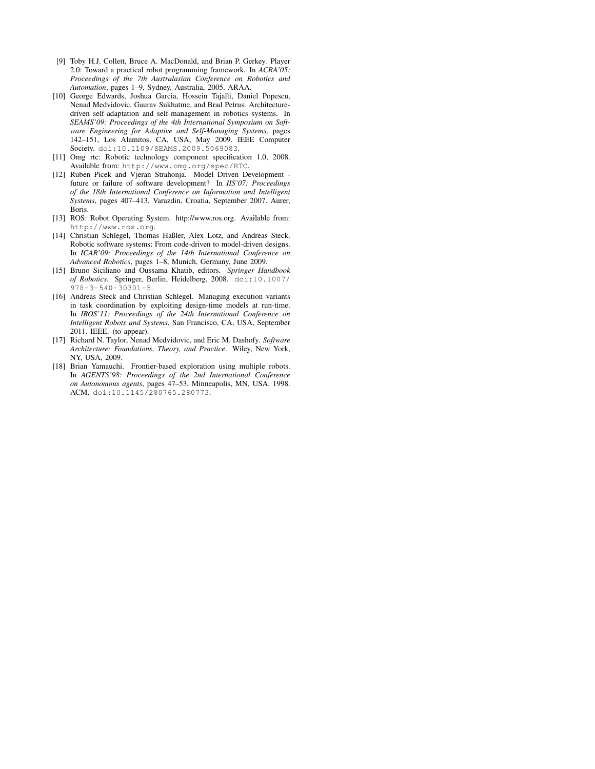- [9] Toby H.J. Collett, Bruce A. MacDonald, and Brian P. Gerkey. Player 2.0: Toward a practical robot programming framework. In *ACRA'05: Proceedings of the 7th Australasian Conference on Robotics and Automation*, pages 1–9, Sydney, Australia, 2005. ARAA.
- [10] George Edwards, Joshua Garcia, Hossein Tajalli, Daniel Popescu, Nenad Medvidovic, Gaurav Sukhatme, and Brad Petrus. Architecture-driven self-adaptation and self-management in robotics systems. In *SEAMS'09: Proceedings of the 4th International Symposium on Software Engineering for Adaptive and Self-Managing Systems*, pages 142–151, Los Alamitos, CA, USA, May 2009. IEEE Computer Society. doi:10.1109/SEAMS.2009.5069083.
- [11] Omg rtc: Robotic technology component specification 1.0, 2008. Available from: http://www.omg.org/spec/RTC.
- [12] Ruben Picek and Vjeran Strahonja. Model Driven Development - future or failure of software development? In *IIS'07: Proceedings of the 18th International Conference on Information and Intelligent Systems*, pages 407–413, Varazdin, Croatia, September 2007. Aurer, Boris.
- [13] ROS: Robot Operating System. http://www.ros.org. Available from: http://www.ros.org.
- [14] Christian Schlegel, Thomas Haßler, Alex Lotz, and Andreas Steck. Robotic software systems: From code-driven to model-driven designs. In *ICAR'09: Proceedings of the 14th International Conference on Advanced Robotics*, pages 1–8, Munich, Germany, June 2009.
- [15] Bruno Siciliano and Oussama Khatib, editors. *Springer Handbook of Robotics*. Springer, Berlin, Heidelberg, 2008. doi:10.1007/978-3-540-30301-5.
- [16] Andreas Steck and Christian Schlegel. Managing execution variants in task coordination by exploiting design-time models at run-time. In *IROS'11: Proceedings of the 24th International Conference on Intelligent Robots and Systems*, San Francisco, CA, USA, September 2011. IEEE. (to appear).
- [17] Richard N. Taylor, Nenad Medvidovic, and Eric M. Dashofy. *Software Architecture: Foundations, Theory, and Practice*. Wiley, New York, NY, USA, 2009.
- [18] Brian Yamauchi. Frontier-based exploration using multiple robots. In *AGENTS'98: Proceedings of the 2nd International Conference on Autonomous agents*, pages 47–53, Minneapolis, MN, USA, 1998. ACM. doi:10.1145/280765.280773.